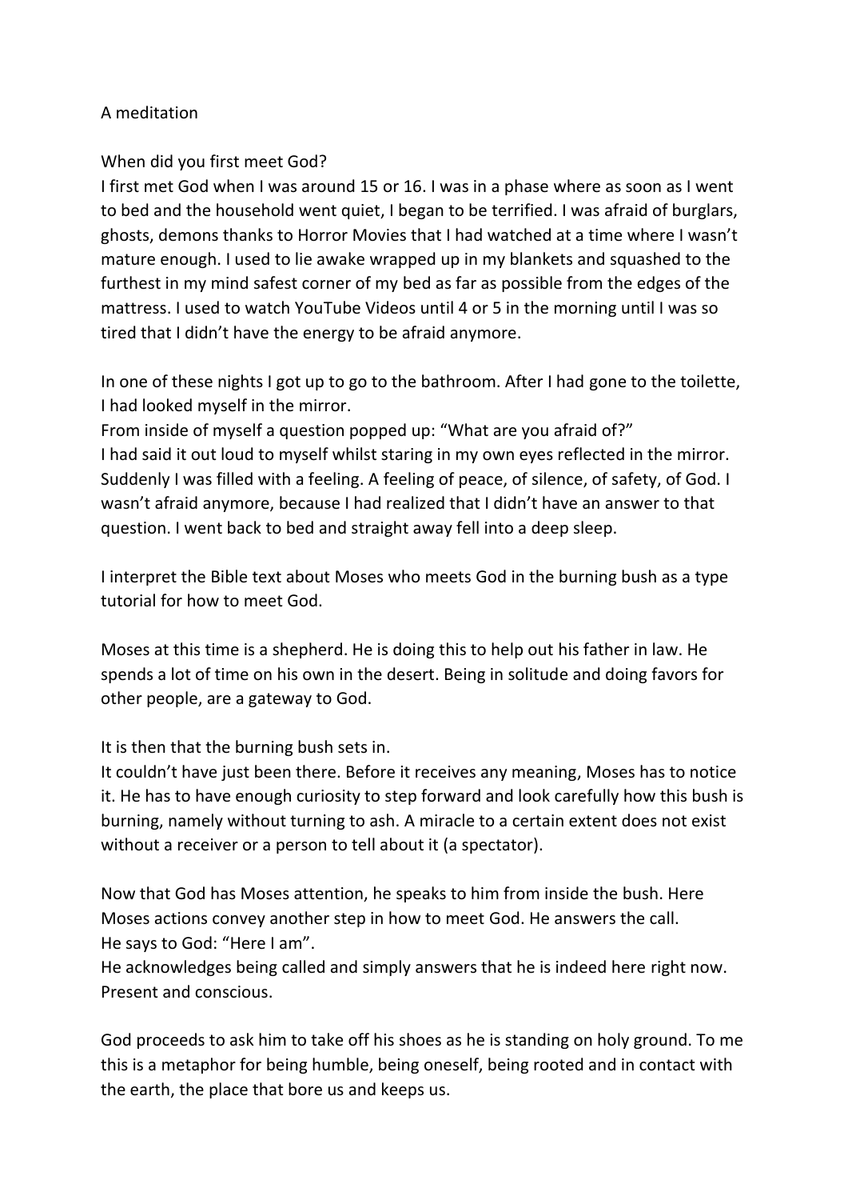A meditation

When did you first meet God?
I first met God when I was around 15 or 16. I was in a phase where as soon as I went to bed and the household went quiet, I began to be terrified. I was afraid of burglars, ghosts, demons thanks to Horror Movies that I had watched at a time where I wasn't mature enough. I used to lie awake wrapped up in my blankets and squashed to the furthest in my mind safest corner of my bed as far as possible from the edges of the mattress. I used to watch YouTube Videos until 4 or 5 in the morning until I was so tired that I didn't have the energy to be afraid anymore.

In one of these nights I got up to go to the bathroom. After I had gone to the toilette, I had looked myself in the mirror.
From inside of myself a question popped up: "What are you afraid of?"
I had said it out loud to myself whilst staring in my own eyes reflected in the mirror. Suddenly I was filled with a feeling. A feeling of peace, of silence, of safety, of God. I wasn't afraid anymore, because I had realized that I didn't have an answer to that question. I went back to bed and straight away fell into a deep sleep.

I interpret the Bible text about Moses who meets God in the burning bush as a type tutorial for how to meet God.

Moses at this time is a shepherd. He is doing this to help out his father in law. He spends a lot of time on his own in the desert. Being in solitude and doing favors for other people, are a gateway to God.

It is then that the burning bush sets in.
It couldn't have just been there. Before it receives any meaning, Moses has to notice it. He has to have enough curiosity to step forward and look carefully how this bush is burning, namely without turning to ash. A miracle to a certain extent does not exist without a receiver or a person to tell about it (a spectator).

Now that God has Moses attention, he speaks to him from inside the bush. Here Moses actions convey another step in how to meet God. He answers the call.
He says to God: "Here I am".
He acknowledges being called and simply answers that he is indeed here right now. Present and conscious.

God proceeds to ask him to take off his shoes as he is standing on holy ground. To me this is a metaphor for being humble, being oneself, being rooted and in contact with the earth, the place that bore us and keeps us.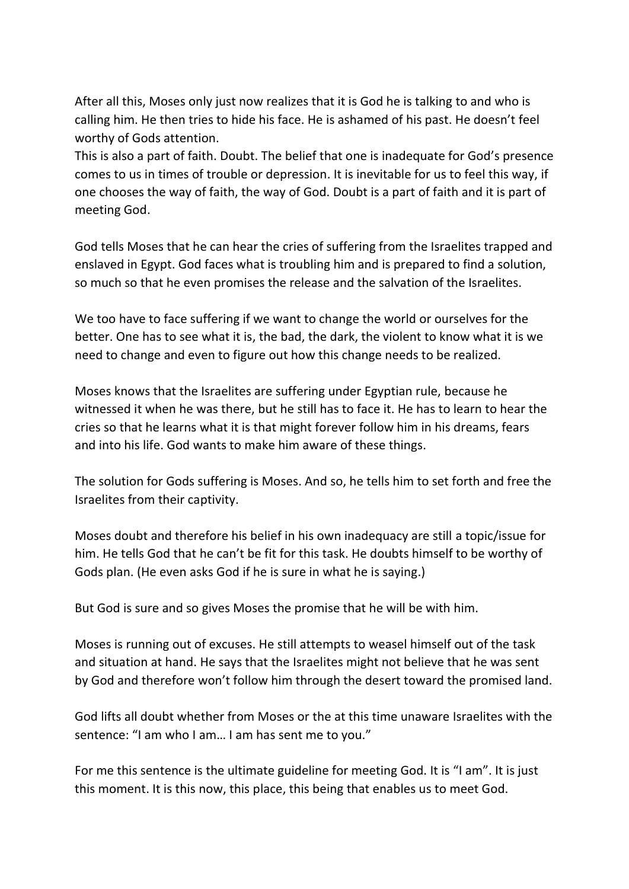After all this, Moses only just now realizes that it is God he is talking to and who is calling him. He then tries to hide his face. He is ashamed of his past. He doesn't feel worthy of Gods attention.
This is also a part of faith. Doubt. The belief that one is inadequate for God's presence comes to us in times of trouble or depression. It is inevitable for us to feel this way, if one chooses the way of faith, the way of God. Doubt is a part of faith and it is part of meeting God.

God tells Moses that he can hear the cries of suffering from the Israelites trapped and enslaved in Egypt. God faces what is troubling him and is prepared to find a solution, so much so that he even promises the release and the salvation of the Israelites.

We too have to face suffering if we want to change the world or ourselves for the better. One has to see what it is, the bad, the dark, the violent to know what it is we need to change and even to figure out how this change needs to be realized.

Moses knows that the Israelites are suffering under Egyptian rule, because he witnessed it when he was there, but he still has to face it. He has to learn to hear the cries so that he learns what it is that might forever follow him in his dreams, fears and into his life. God wants to make him aware of these things.

The solution for Gods suffering is Moses. And so, he tells him to set forth and free the Israelites from their captivity.

Moses doubt and therefore his belief in his own inadequacy are still a topic/issue for him. He tells God that he can't be fit for this task. He doubts himself to be worthy of Gods plan. (He even asks God if he is sure in what he is saying.)

But God is sure and so gives Moses the promise that he will be with him.

Moses is running out of excuses. He still attempts to weasel himself out of the task and situation at hand. He says that the Israelites might not believe that he was sent by God and therefore won't follow him through the desert toward the promised land.

God lifts all doubt whether from Moses or the at this time unaware Israelites with the sentence: "I am who I am… I am has sent me to you."

For me this sentence is the ultimate guideline for meeting God. It is "I am". It is just this moment. It is this now, this place, this being that enables us to meet God.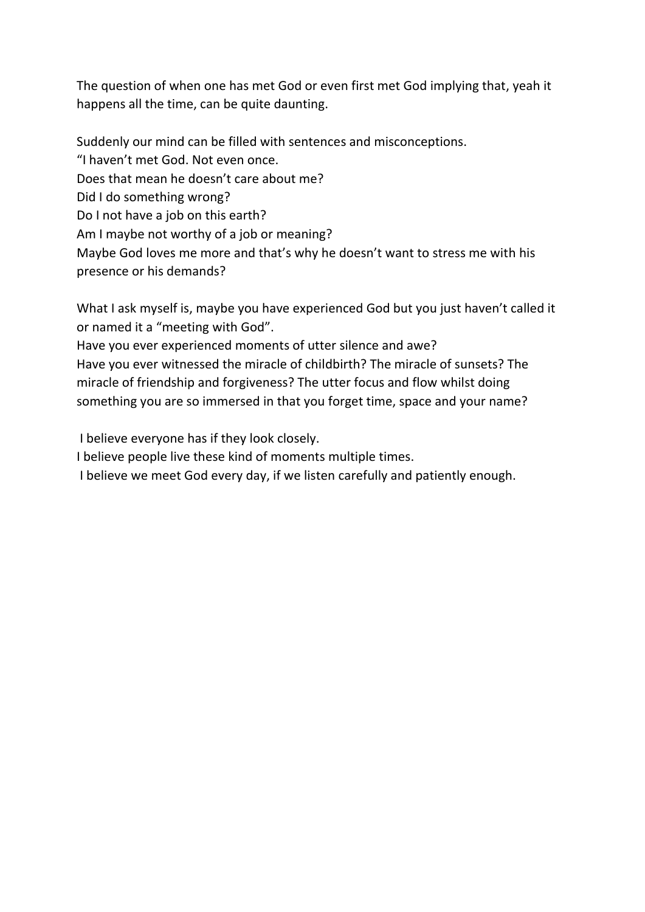The question of when one has met God or even first met God implying that, yeah it happens all the time, can be quite daunting.

Suddenly our mind can be filled with sentences and misconceptions.
"I haven't met God. Not even once.
Does that mean he doesn't care about me?
Did I do something wrong?
Do I not have a job on this earth?
Am I maybe not worthy of a job or meaning?
Maybe God loves me more and that's why he doesn't want to stress me with his presence or his demands?

What I ask myself is, maybe you have experienced God but you just haven't called it or named it a "meeting with God".
Have you ever experienced moments of utter silence and awe?
Have you ever witnessed the miracle of childbirth? The miracle of sunsets? The miracle of friendship and forgiveness? The utter focus and flow whilst doing something you are so immersed in that you forget time, space and your name?

I believe everyone has if they look closely.
I believe people live these kind of moments multiple times.
I believe we meet God every day, if we listen carefully and patiently enough.